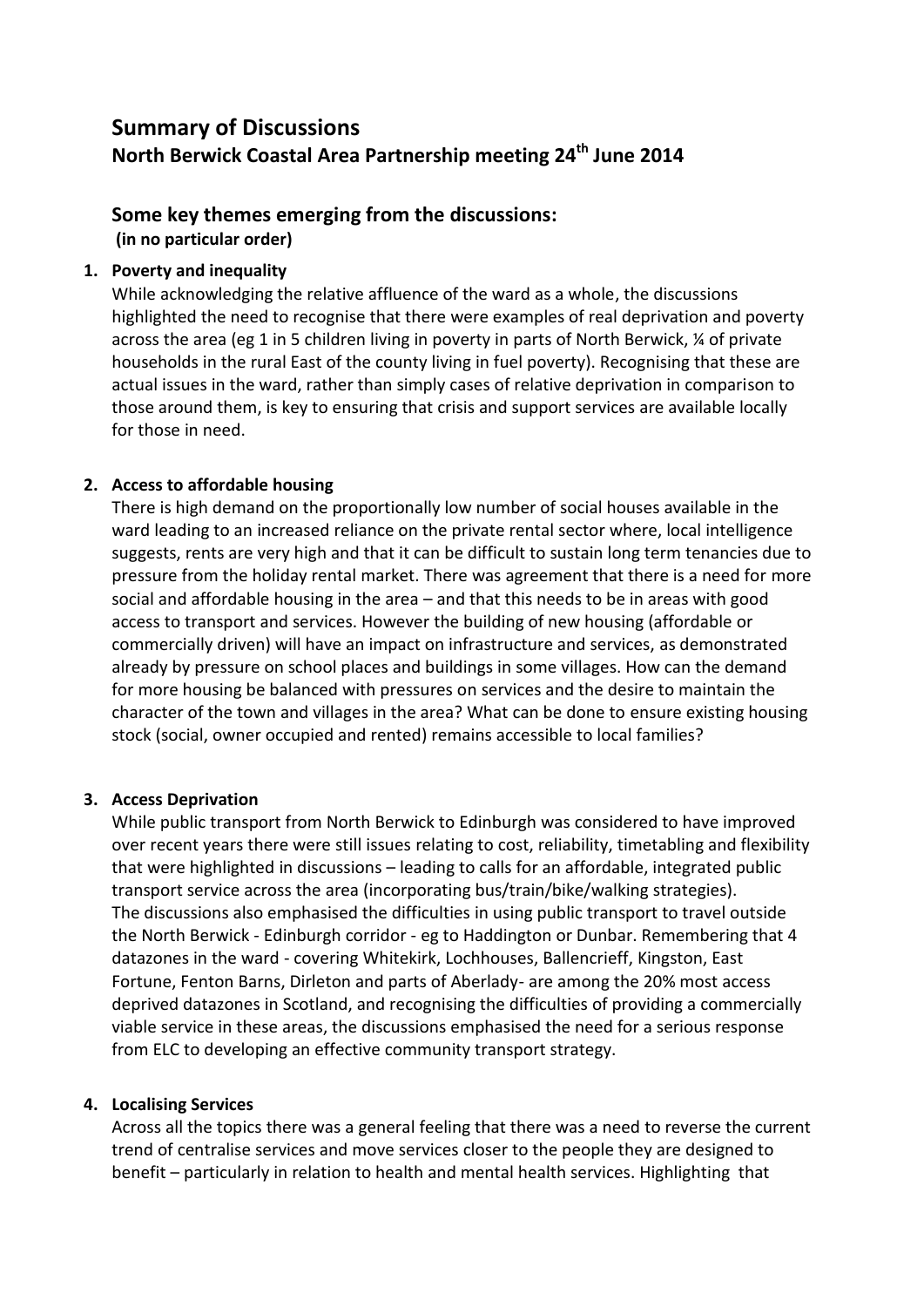# Summary of Discussions

## North Berwick Coastal Area Partnership meeting 24th June 2014

## Some key themes emerging from the discussions:

**(in no particular order)**

1. **Poverty and inequality**
   While acknowledging the relative affluence of the ward as a whole, the discussions highlighted the need to recognise that there were examples of real deprivation and poverty across the area (eg 1 in 5 children living in poverty in parts of North Berwick, ¼ of private households in the rural East of the county living in fuel poverty). Recognising that these are actual issues in the ward, rather than simply cases of relative deprivation in comparison to those around them, is key to ensuring that crisis and support services are available locally for those in need.

2. **Access to affordable housing**
   There is high demand on the proportionally low number of social houses available in the ward leading to an increased reliance on the private rental sector where, local intelligence suggests, rents are very high and that it can be difficult to sustain long term tenancies due to pressure from the holiday rental market. There was agreement that there is a need for more social and affordable housing in the area – and that this needs to be in areas with good access to transport and services. However the building of new housing (affordable or commercially driven) will have an impact on infrastructure and services, as demonstrated already by pressure on school places and buildings in some villages. How can the demand for more housing be balanced with pressures on services and the desire to maintain the character of the town and villages in the area? What can be done to ensure existing housing stock (social, owner occupied and rented) remains accessible to local families?

3. **Access Deprivation**
   While public transport from North Berwick to Edinburgh was considered to have improved over recent years there were still issues relating to cost, reliability, timetabling and flexibility that were highlighted in discussions – leading to calls for an affordable, integrated public transport service across the area (incorporating bus/train/bike/walking strategies).
   The discussions also emphasised the difficulties in using public transport to travel outside the North Berwick - Edinburgh corridor - eg to Haddington or Dunbar. Remembering that 4 datazones in the ward - covering Whitekirk, Lochhouses, Ballencrieff, Kingston, East Fortune, Fenton Barns, Dirleton and parts of Aberlady- are among the 20% most access deprived datazones in Scotland, and recognising the difficulties of providing a commercially viable service in these areas, the discussions emphasised the need for a serious response from ELC to developing an effective community transport strategy.

4. **Localising Services**
   Across all the topics there was a general feeling that there was a need to reverse the current trend of centralise services and move services closer to the people they are designed to benefit – particularly in relation to health and mental health services. Highlighting that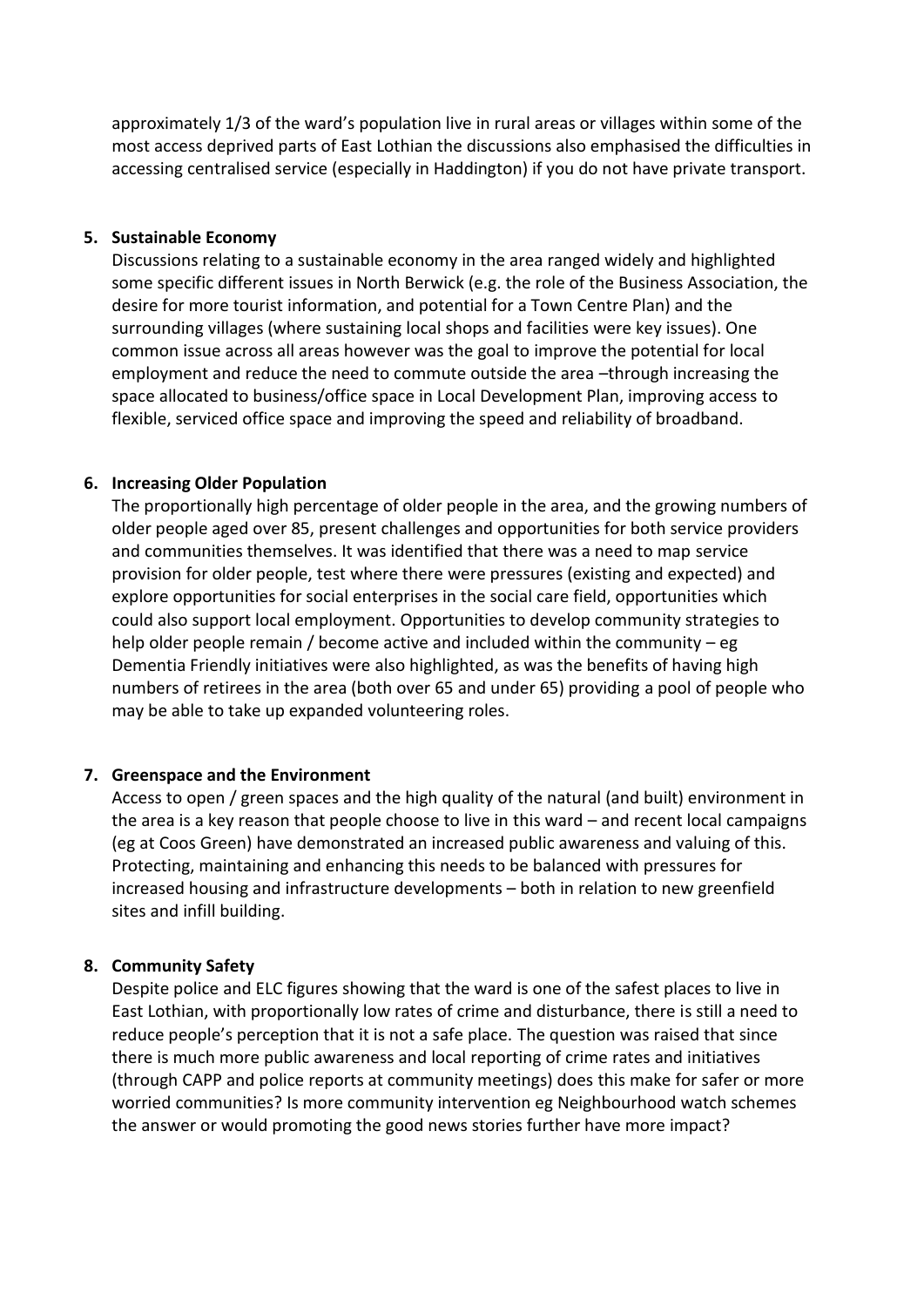approximately 1/3 of the ward's population live in rural areas or villages within some of the most access deprived parts of East Lothian the discussions also emphasised the difficulties in accessing centralised service (especially in Haddington) if you do not have private transport.

5. **Sustainable Economy**

   Discussions relating to a sustainable economy in the area ranged widely and highlighted some specific different issues in North Berwick (e.g. the role of the Business Association, the desire for more tourist information, and potential for a Town Centre Plan) and the surrounding villages (where sustaining local shops and facilities were key issues). One common issue across all areas however was the goal to improve the potential for local employment and reduce the need to commute outside the area –through increasing the space allocated to business/office space in Local Development Plan, improving access to flexible, serviced office space and improving the speed and reliability of broadband.

6. **Increasing Older Population**

   The proportionally high percentage of older people in the area, and the growing numbers of older people aged over 85, present challenges and opportunities for both service providers and communities themselves. It was identified that there was a need to map service provision for older people, test where there were pressures (existing and expected) and explore opportunities for social enterprises in the social care field, opportunities which could also support local employment. Opportunities to develop community strategies to help older people remain / become active and included within the community – eg Dementia Friendly initiatives were also highlighted, as was the benefits of having high numbers of retirees in the area (both over 65 and under 65) providing a pool of people who may be able to take up expanded volunteering roles.

7. **Greenspace and the Environment**

   Access to open / green spaces and the high quality of the natural (and built) environment in the area is a key reason that people choose to live in this ward – and recent local campaigns (eg at Coos Green) have demonstrated an increased public awareness and valuing of this. Protecting, maintaining and enhancing this needs to be balanced with pressures for increased housing and infrastructure developments – both in relation to new greenfield sites and infill building.

8. **Community Safety**

   Despite police and ELC figures showing that the ward is one of the safest places to live in East Lothian, with proportionally low rates of crime and disturbance, there is still a need to reduce people's perception that it is not a safe place. The question was raised that since there is much more public awareness and local reporting of crime rates and initiatives (through CAPP and police reports at community meetings) does this make for safer or more worried communities? Is more community intervention eg Neighbourhood watch schemes the answer or would promoting the good news stories further have more impact?